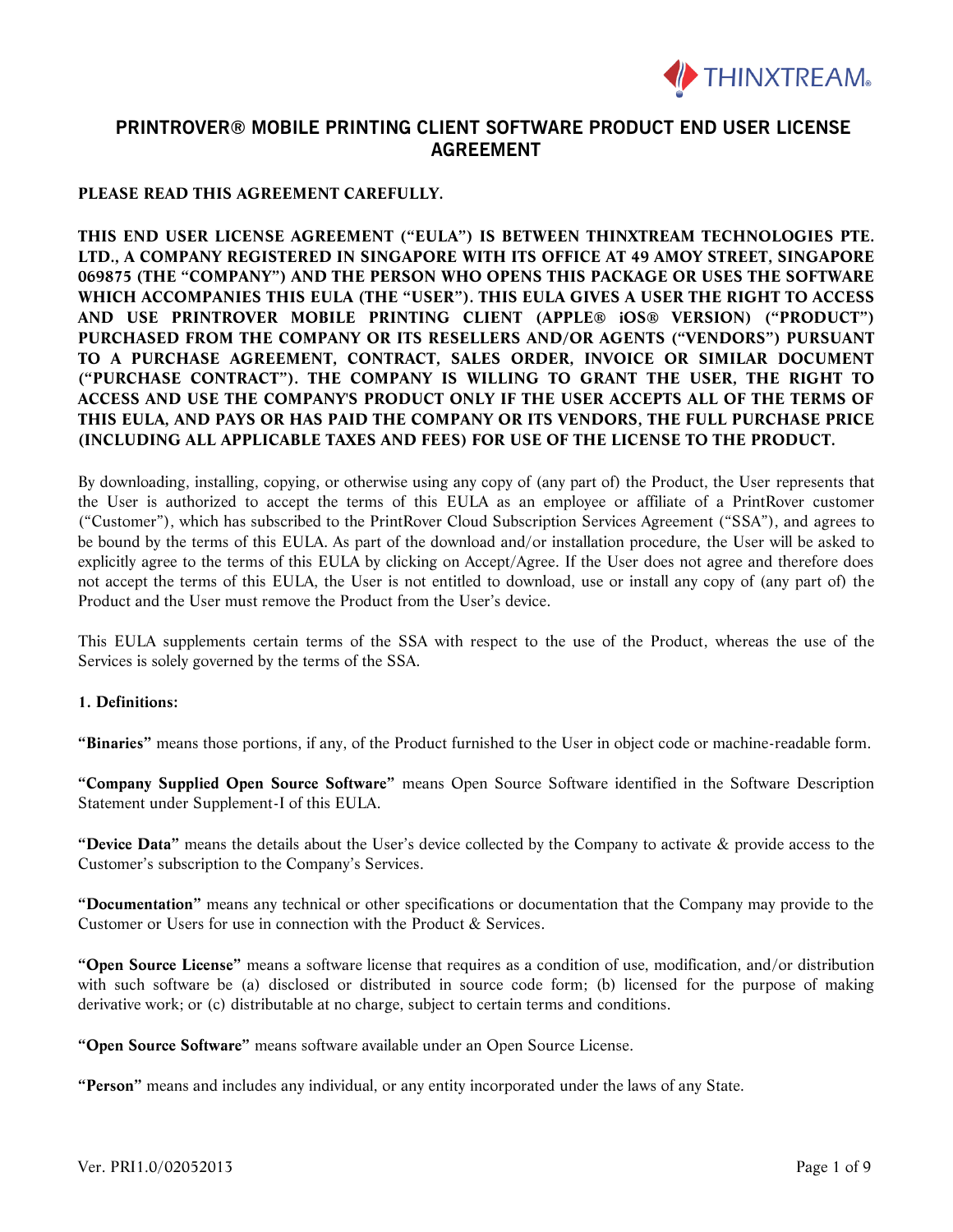# PRINTROVER® MOBILE PRINTING CLIENT SOFTWARE PRODUCT END USER LICENSE AGREEMENT

**PLEASE READ THIS AGREEMENT CAREFULLY.**

**THIS END USER LICENSE AGREEMENT ("EULA") IS BETWEEN THINXTREAM TECHNOLOGIES PTE. LTD., A COMPANY REGISTERED IN SINGAPORE WITH ITS OFFICE AT 49 AMOY STREET, SINGAPORE 069875 (THE "COMPANY") AND THE PERSON WHO OPENS THIS PACKAGE OR USES THE SOFTWARE WHICH ACCOMPANIES THIS EULA (THE "USER"). THIS EULA GIVES A USER THE RIGHT TO ACCESS AND USE PRINTROVER MOBILE PRINTING CLIENT (APPLE® iOS® VERSION) ("PRODUCT") PURCHASED FROM THE COMPANY OR ITS RESELLERS AND/OR AGENTS ("VENDORS") PURSUANT TO A PURCHASE AGREEMENT, CONTRACT, SALES ORDER, INVOICE OR SIMILAR DOCUMENT ("PURCHASE CONTRACT"). THE COMPANY IS WILLING TO GRANT THE USER, THE RIGHT TO ACCESS AND USE THE COMPANY'S PRODUCT ONLY IF THE USER ACCEPTS ALL OF THE TERMS OF THIS EULA, AND PAYS OR HAS PAID THE COMPANY OR ITS VENDORS, THE FULL PURCHASE PRICE (INCLUDING ALL APPLICABLE TAXES AND FEES) FOR USE OF THE LICENSE TO THE PRODUCT.**

By downloading, installing, copying, or otherwise using any copy of (any part of) the Product, the User represents that the User is authorized to accept the terms of this EULA as an employee or affiliate of a PrintRover customer ("Customer"), which has subscribed to the PrintRover Cloud Subscription Services Agreement ("SSA"), and agrees to be bound by the terms of this EULA. As part of the download and/or installation procedure, the User will be asked to explicitly agree to the terms of this EULA by clicking on Accept/Agree. If the User does not agree and therefore does not accept the terms of this EULA, the User is not entitled to download, use or install any copy of (any part of) the Product and the User must remove the Product from the User's device.

This EULA supplements certain terms of the SSA with respect to the use of the Product, whereas the use of the Services is solely governed by the terms of the SSA.

**1. Definitions:**

**"Binaries"** means those portions, if any, of the Product furnished to the User in object code or machine-readable form.

**"Company Supplied Open Source Software"** means Open Source Software identified in the Software Description Statement under Supplement-I of this EULA.

**"Device Data"** means the details about the User's device collected by the Company to activate & provide access to the Customer's subscription to the Company's Services.

**"Documentation"** means any technical or other specifications or documentation that the Company may provide to the Customer or Users for use in connection with the Product & Services.

**"Open Source License"** means a software license that requires as a condition of use, modification, and/or distribution with such software be (a) disclosed or distributed in source code form; (b) licensed for the purpose of making derivative work; or (c) distributable at no charge, subject to certain terms and conditions.

**"Open Source Software"** means software available under an Open Source License.

**"Person"** means and includes any individual, or any entity incorporated under the laws of any State.

Ver. PRI1.0/02052013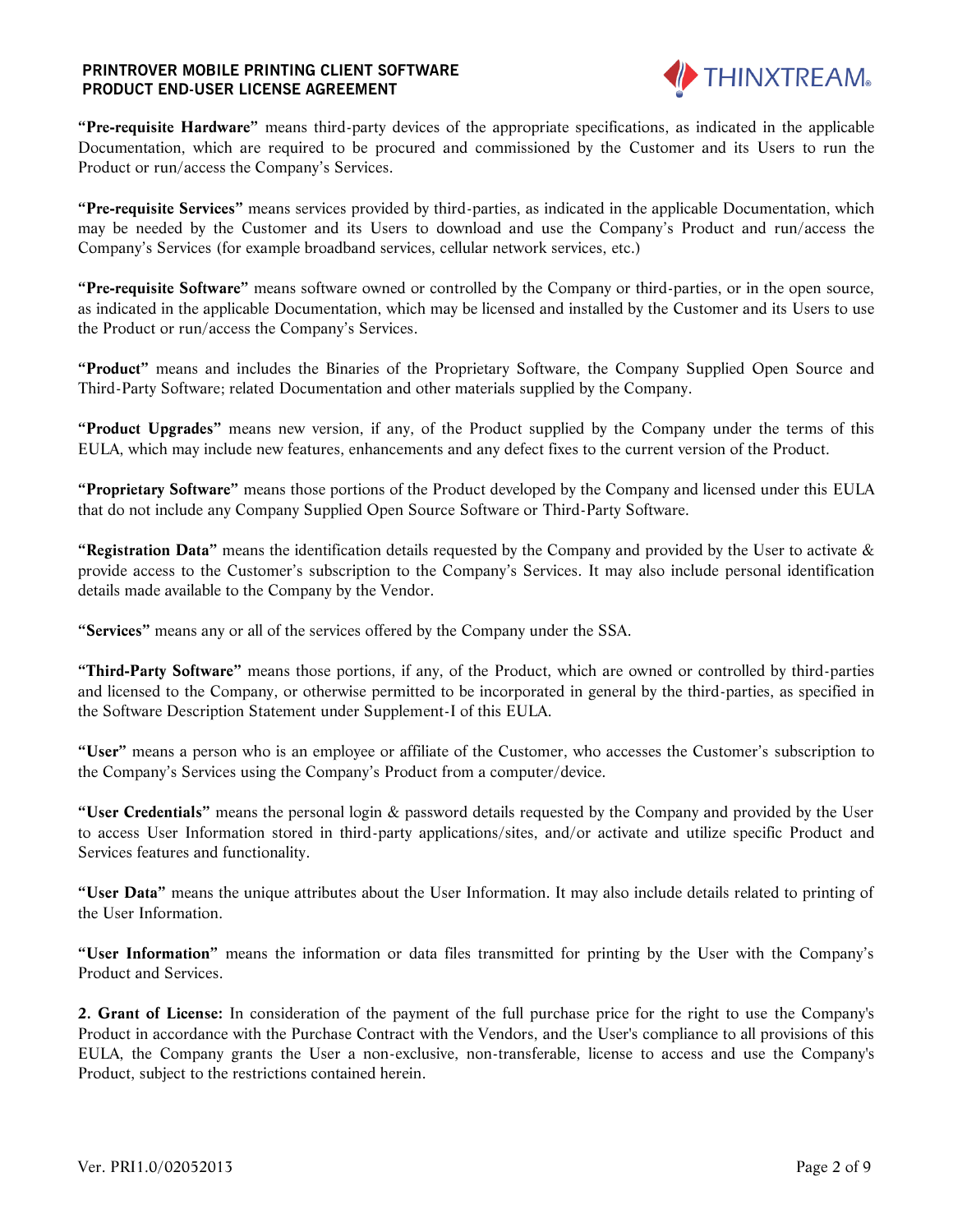**"Pre-requisite Hardware"** means third-party devices of the appropriate specifications, as indicated in the applicable Documentation, which are required to be procured and commissioned by the Customer and its Users to run the Product or run/access the Company's Services.

**"Pre-requisite Services"** means services provided by third-parties, as indicated in the applicable Documentation, which may be needed by the Customer and its Users to download and use the Company's Product and run/access the Company's Services (for example broadband services, cellular network services, etc.)

**"Pre-requisite Software"** means software owned or controlled by the Company or third-parties, or in the open source, as indicated in the applicable Documentation, which may be licensed and installed by the Customer and its Users to use the Product or run/access the Company's Services.

**"Product"** means and includes the Binaries of the Proprietary Software, the Company Supplied Open Source and Third-Party Software; related Documentation and other materials supplied by the Company.

**"Product Upgrades"** means new version, if any, of the Product supplied by the Company under the terms of this EULA, which may include new features, enhancements and any defect fixes to the current version of the Product.

**"Proprietary Software"** means those portions of the Product developed by the Company and licensed under this EULA that do not include any Company Supplied Open Source Software or Third-Party Software.

**"Registration Data"** means the identification details requested by the Company and provided by the User to activate & provide access to the Customer's subscription to the Company's Services. It may also include personal identification details made available to the Company by the Vendor.

**"Services"** means any or all of the services offered by the Company under the SSA.

**"Third-Party Software"** means those portions, if any, of the Product, which are owned or controlled by third-parties and licensed to the Company, or otherwise permitted to be incorporated in general by the third-parties, as specified in the Software Description Statement under Supplement-I of this EULA.

**"User"** means a person who is an employee or affiliate of the Customer, who accesses the Customer's subscription to the Company's Services using the Company's Product from a computer/device.

**"User Credentials"** means the personal login & password details requested by the Company and provided by the User to access User Information stored in third-party applications/sites, and/or activate and utilize specific Product and Services features and functionality.

**"User Data"** means the unique attributes about the User Information. It may also include details related to printing of the User Information.

**"User Information"** means the information or data files transmitted for printing by the User with the Company's Product and Services.

**2. Grant of License:** In consideration of the payment of the full purchase price for the right to use the Company's Product in accordance with the Purchase Contract with the Vendors, and the User's compliance to all provisions of this EULA, the Company grants the User a non-exclusive, non-transferable, license to access and use the Company's Product, subject to the restrictions contained herein.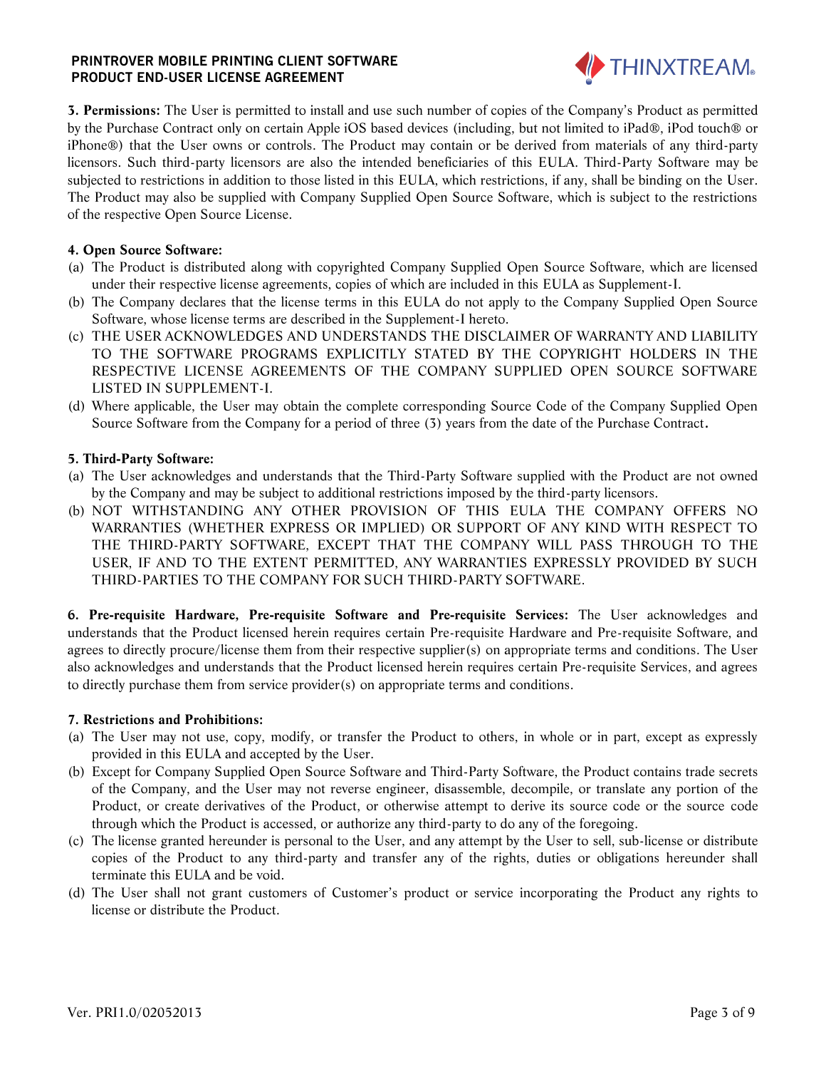**3. Permissions:** The User is permitted to install and use such number of copies of the Company's Product as permitted by the Purchase Contract only on certain Apple iOS based devices (including, but not limited to iPad®, iPod touch® or iPhone®) that the User owns or controls. The Product may contain or be derived from materials of any third-party licensors. Such third-party licensors are also the intended beneficiaries of this EULA. Third-Party Software may be subjected to restrictions in addition to those listed in this EULA, which restrictions, if any, shall be binding on the User. The Product may also be supplied with Company Supplied Open Source Software, which is subject to the restrictions of the respective Open Source License.

**4. Open Source Software:**

(a) The Product is distributed along with copyrighted Company Supplied Open Source Software, which are licensed under their respective license agreements, copies of which are included in this EULA as Supplement-I.

(b) The Company declares that the license terms in this EULA do not apply to the Company Supplied Open Source Software, whose license terms are described in the Supplement-I hereto.

(c) THE USER ACKNOWLEDGES AND UNDERSTANDS THE DISCLAIMER OF WARRANTY AND LIABILITY TO THE SOFTWARE PROGRAMS EXPLICITLY STATED BY THE COPYRIGHT HOLDERS IN THE RESPECTIVE LICENSE AGREEMENTS OF THE COMPANY SUPPLIED OPEN SOURCE SOFTWARE LISTED IN SUPPLEMENT-I.

(d) Where applicable, the User may obtain the complete corresponding Source Code of the Company Supplied Open Source Software from the Company for a period of three (3) years from the date of the Purchase Contract.

**5. Third-Party Software:**

(a) The User acknowledges and understands that the Third-Party Software supplied with the Product are not owned by the Company and may be subject to additional restrictions imposed by the third-party licensors.

(b) NOT WITHSTANDING ANY OTHER PROVISION OF THIS EULA THE COMPANY OFFERS NO WARRANTIES (WHETHER EXPRESS OR IMPLIED) OR SUPPORT OF ANY KIND WITH RESPECT TO THE THIRD-PARTY SOFTWARE, EXCEPT THAT THE COMPANY WILL PASS THROUGH TO THE USER, IF AND TO THE EXTENT PERMITTED, ANY WARRANTIES EXPRESSLY PROVIDED BY SUCH THIRD-PARTIES TO THE COMPANY FOR SUCH THIRD-PARTY SOFTWARE.

**6. Pre-requisite Hardware, Pre-requisite Software and Pre-requisite Services:** The User acknowledges and understands that the Product licensed herein requires certain Pre-requisite Hardware and Pre-requisite Software, and agrees to directly procure/license them from their respective supplier(s) on appropriate terms and conditions. The User also acknowledges and understands that the Product licensed herein requires certain Pre-requisite Services, and agrees to directly purchase them from service provider(s) on appropriate terms and conditions.

**7. Restrictions and Prohibitions:**

(a) The User may not use, copy, modify, or transfer the Product to others, in whole or in part, except as expressly provided in this EULA and accepted by the User.

(b) Except for Company Supplied Open Source Software and Third-Party Software, the Product contains trade secrets of the Company, and the User may not reverse engineer, disassemble, decompile, or translate any portion of the Product, or create derivatives of the Product, or otherwise attempt to derive its source code or the source code through which the Product is accessed, or authorize any third-party to do any of the foregoing.

(c) The license granted hereunder is personal to the User, and any attempt by the User to sell, sub-license or distribute copies of the Product to any third-party and transfer any of the rights, duties or obligations hereunder shall terminate this EULA and be void.

(d) The User shall not grant customers of Customer's product or service incorporating the Product any rights to license or distribute the Product.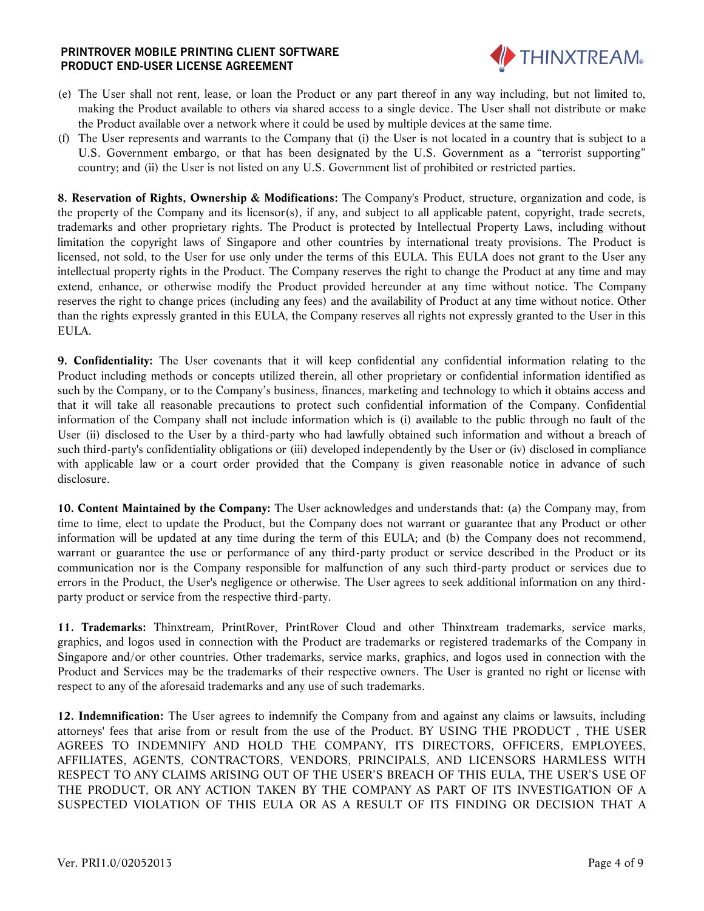(e) The User shall not rent, lease, or loan the Product or any part thereof in any way including, but not limited to, making the Product available to others via shared access to a single device. The User shall not distribute or make the Product available over a network where it could be used by multiple devices at the same time.

(f) The User represents and warrants to the Company that (i) the User is not located in a country that is subject to a U.S. Government embargo, or that has been designated by the U.S. Government as a "terrorist supporting" country; and (ii) the User is not listed on any U.S. Government list of prohibited or restricted parties.

**8. Reservation of Rights, Ownership & Modifications:** The Company's Product, structure, organization and code, is the property of the Company and its licensor(s), if any, and subject to all applicable patent, copyright, trade secrets, trademarks and other proprietary rights. The Product is protected by Intellectual Property Laws, including without limitation the copyright laws of Singapore and other countries by international treaty provisions. The Product is licensed, not sold, to the User for use only under the terms of this EULA. This EULA does not grant to the User any intellectual property rights in the Product. The Company reserves the right to change the Product at any time and may extend, enhance, or otherwise modify the Product provided hereunder at any time without notice. The Company reserves the right to change prices (including any fees) and the availability of Product at any time without notice. Other than the rights expressly granted in this EULA, the Company reserves all rights not expressly granted to the User in this EULA.

**9. Confidentiality:** The User covenants that it will keep confidential any confidential information relating to the Product including methods or concepts utilized therein, all other proprietary or confidential information identified as such by the Company, or to the Company's business, finances, marketing and technology to which it obtains access and that it will take all reasonable precautions to protect such confidential information of the Company. Confidential information of the Company shall not include information which is (i) available to the public through no fault of the User (ii) disclosed to the User by a third-party who had lawfully obtained such information and without a breach of such third-party's confidentiality obligations or (iii) developed independently by the User or (iv) disclosed in compliance with applicable law or a court order provided that the Company is given reasonable notice in advance of such disclosure.

**10. Content Maintained by the Company:** The User acknowledges and understands that: (a) the Company may, from time to time, elect to update the Product, but the Company does not warrant or guarantee that any Product or other information will be updated at any time during the term of this EULA; and (b) the Company does not recommend, warrant or guarantee the use or performance of any third-party product or service described in the Product or its communication nor is the Company responsible for malfunction of any such third-party product or services due to errors in the Product, the User's negligence or otherwise. The User agrees to seek additional information on any third-party product or service from the respective third-party.

**11. Trademarks:** Thinxtream, PrintRover, PrintRover Cloud and other Thinxtream trademarks, service marks, graphics, and logos used in connection with the Product are trademarks or registered trademarks of the Company in Singapore and/or other countries. Other trademarks, service marks, graphics, and logos used in connection with the Product and Services may be the trademarks of their respective owners. The User is granted no right or license with respect to any of the aforesaid trademarks and any use of such trademarks.

**12. Indemnification:** The User agrees to indemnify the Company from and against any claims or lawsuits, including attorneys' fees that arise from or result from the use of the Product. BY USING THE PRODUCT , THE USER AGREES TO INDEMNIFY AND HOLD THE COMPANY, ITS DIRECTORS, OFFICERS, EMPLOYEES, AFFILIATES, AGENTS, CONTRACTORS, VENDORS, PRINCIPALS, AND LICENSORS HARMLESS WITH RESPECT TO ANY CLAIMS ARISING OUT OF THE USER'S BREACH OF THIS EULA, THE USER'S USE OF THE PRODUCT, OR ANY ACTION TAKEN BY THE COMPANY AS PART OF ITS INVESTIGATION OF A SUSPECTED VIOLATION OF THIS EULA OR AS A RESULT OF ITS FINDING OR DECISION THAT A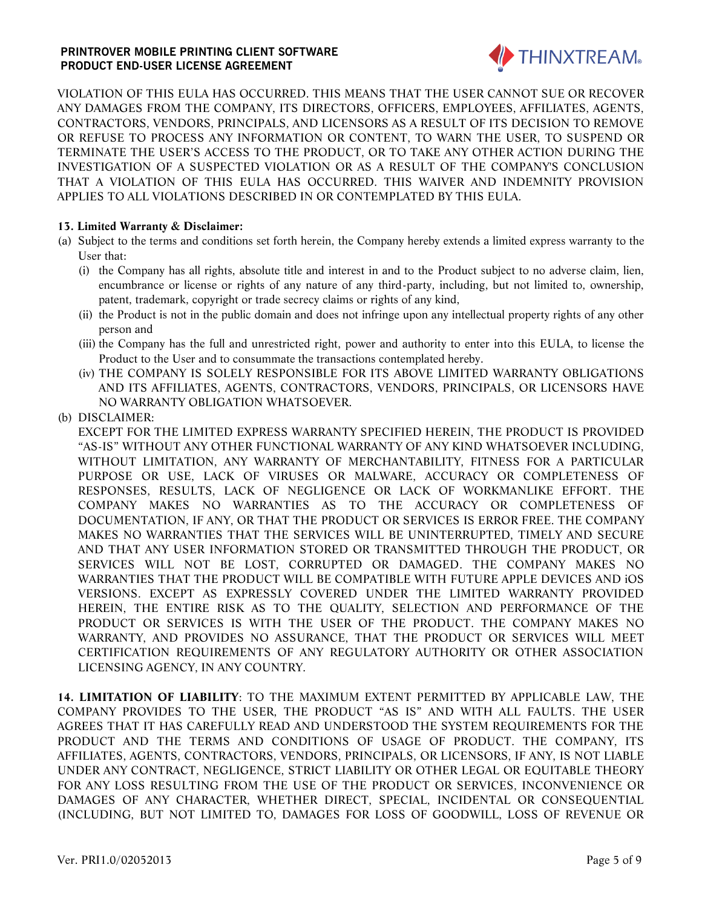VIOLATION OF THIS EULA HAS OCCURRED. THIS MEANS THAT THE USER CANNOT SUE OR RECOVER ANY DAMAGES FROM THE COMPANY, ITS DIRECTORS, OFFICERS, EMPLOYEES, AFFILIATES, AGENTS, CONTRACTORS, VENDORS, PRINCIPALS, AND LICENSORS AS A RESULT OF ITS DECISION TO REMOVE OR REFUSE TO PROCESS ANY INFORMATION OR CONTENT, TO WARN THE USER, TO SUSPEND OR TERMINATE THE USER'S ACCESS TO THE PRODUCT, OR TO TAKE ANY OTHER ACTION DURING THE INVESTIGATION OF A SUSPECTED VIOLATION OR AS A RESULT OF THE COMPANY'S CONCLUSION THAT A VIOLATION OF THIS EULA HAS OCCURRED. THIS WAIVER AND INDEMNITY PROVISION APPLIES TO ALL VIOLATIONS DESCRIBED IN OR CONTEMPLATED BY THIS EULA.

**13. Limited Warranty & Disclaimer:**

(a) Subject to the terms and conditions set forth herein, the Company hereby extends a limited express warranty to the User that:

   (i) the Company has all rights, absolute title and interest in and to the Product subject to no adverse claim, lien, encumbrance or license or rights of any nature of any third-party, including, but not limited to, ownership, patent, trademark, copyright or trade secrecy claims or rights of any kind,

   (ii) the Product is not in the public domain and does not infringe upon any intellectual property rights of any other person and

   (iii) the Company has the full and unrestricted right, power and authority to enter into this EULA, to license the Product to the User and to consummate the transactions contemplated hereby.

   (iv) THE COMPANY IS SOLELY RESPONSIBLE FOR ITS ABOVE LIMITED WARRANTY OBLIGATIONS AND ITS AFFILIATES, AGENTS, CONTRACTORS, VENDORS, PRINCIPALS, OR LICENSORS HAVE NO WARRANTY OBLIGATION WHATSOEVER.

(b) DISCLAIMER:

EXCEPT FOR THE LIMITED EXPRESS WARRANTY SPECIFIED HEREIN, THE PRODUCT IS PROVIDED "AS-IS" WITHOUT ANY OTHER FUNCTIONAL WARRANTY OF ANY KIND WHATSOEVER INCLUDING, WITHOUT LIMITATION, ANY WARRANTY OF MERCHANTABILITY, FITNESS FOR A PARTICULAR PURPOSE OR USE, LACK OF VIRUSES OR MALWARE, ACCURACY OR COMPLETENESS OF RESPONSES, RESULTS, LACK OF NEGLIGENCE OR LACK OF WORKMANLIKE EFFORT. THE COMPANY MAKES NO WARRANTIES AS TO THE ACCURACY OR COMPLETENESS OF DOCUMENTATION, IF ANY, OR THAT THE PRODUCT OR SERVICES IS ERROR FREE. THE COMPANY MAKES NO WARRANTIES THAT THE SERVICES WILL BE UNINTERRUPTED, TIMELY AND SECURE AND THAT ANY USER INFORMATION STORED OR TRANSMITTED THROUGH THE PRODUCT, OR SERVICES WILL NOT BE LOST, CORRUPTED OR DAMAGED. THE COMPANY MAKES NO WARRANTIES THAT THE PRODUCT WILL BE COMPATIBLE WITH FUTURE APPLE DEVICES AND iOS VERSIONS. EXCEPT AS EXPRESSLY COVERED UNDER THE LIMITED WARRANTY PROVIDED HEREIN, THE ENTIRE RISK AS TO THE QUALITY, SELECTION AND PERFORMANCE OF THE PRODUCT OR SERVICES IS WITH THE USER OF THE PRODUCT. THE COMPANY MAKES NO WARRANTY, AND PROVIDES NO ASSURANCE, THAT THE PRODUCT OR SERVICES WILL MEET CERTIFICATION REQUIREMENTS OF ANY REGULATORY AUTHORITY OR OTHER ASSOCIATION LICENSING AGENCY, IN ANY COUNTRY.

**14. LIMITATION OF LIABILITY**: TO THE MAXIMUM EXTENT PERMITTED BY APPLICABLE LAW, THE COMPANY PROVIDES TO THE USER, THE PRODUCT "AS IS" AND WITH ALL FAULTS. THE USER AGREES THAT IT HAS CAREFULLY READ AND UNDERSTOOD THE SYSTEM REQUIREMENTS FOR THE PRODUCT AND THE TERMS AND CONDITIONS OF USAGE OF PRODUCT. THE COMPANY, ITS AFFILIATES, AGENTS, CONTRACTORS, VENDORS, PRINCIPALS, OR LICENSORS, IF ANY, IS NOT LIABLE UNDER ANY CONTRACT, NEGLIGENCE, STRICT LIABILITY OR OTHER LEGAL OR EQUITABLE THEORY FOR ANY LOSS RESULTING FROM THE USE OF THE PRODUCT OR SERVICES, INCONVENIENCE OR DAMAGES OF ANY CHARACTER, WHETHER DIRECT, SPECIAL, INCIDENTAL OR CONSEQUENTIAL (INCLUDING, BUT NOT LIMITED TO, DAMAGES FOR LOSS OF GOODWILL, LOSS OF REVENUE OR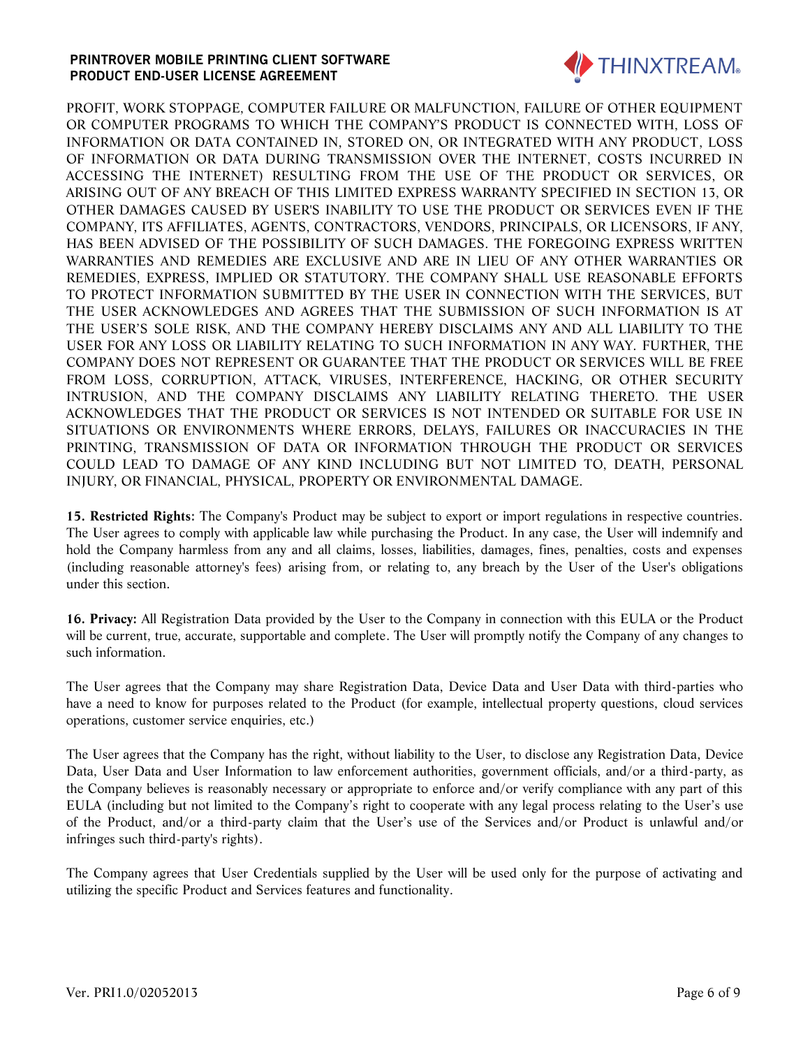PROFIT, WORK STOPPAGE, COMPUTER FAILURE OR MALFUNCTION, FAILURE OF OTHER EQUIPMENT OR COMPUTER PROGRAMS TO WHICH THE COMPANY'S PRODUCT IS CONNECTED WITH, LOSS OF INFORMATION OR DATA CONTAINED IN, STORED ON, OR INTEGRATED WITH ANY PRODUCT, LOSS OF INFORMATION OR DATA DURING TRANSMISSION OVER THE INTERNET, COSTS INCURRED IN ACCESSING THE INTERNET) RESULTING FROM THE USE OF THE PRODUCT OR SERVICES, OR ARISING OUT OF ANY BREACH OF THIS LIMITED EXPRESS WARRANTY SPECIFIED IN SECTION 13, OR OTHER DAMAGES CAUSED BY USER'S INABILITY TO USE THE PRODUCT OR SERVICES EVEN IF THE COMPANY, ITS AFFILIATES, AGENTS, CONTRACTORS, VENDORS, PRINCIPALS, OR LICENSORS, IF ANY, HAS BEEN ADVISED OF THE POSSIBILITY OF SUCH DAMAGES. THE FOREGOING EXPRESS WRITTEN WARRANTIES AND REMEDIES ARE EXCLUSIVE AND ARE IN LIEU OF ANY OTHER WARRANTIES OR REMEDIES, EXPRESS, IMPLIED OR STATUTORY. THE COMPANY SHALL USE REASONABLE EFFORTS TO PROTECT INFORMATION SUBMITTED BY THE USER IN CONNECTION WITH THE SERVICES, BUT THE USER ACKNOWLEDGES AND AGREES THAT THE SUBMISSION OF SUCH INFORMATION IS AT THE USER'S SOLE RISK, AND THE COMPANY HEREBY DISCLAIMS ANY AND ALL LIABILITY TO THE USER FOR ANY LOSS OR LIABILITY RELATING TO SUCH INFORMATION IN ANY WAY. FURTHER, THE COMPANY DOES NOT REPRESENT OR GUARANTEE THAT THE PRODUCT OR SERVICES WILL BE FREE FROM LOSS, CORRUPTION, ATTACK, VIRUSES, INTERFERENCE, HACKING, OR OTHER SECURITY INTRUSION, AND THE COMPANY DISCLAIMS ANY LIABILITY RELATING THERETO. THE USER ACKNOWLEDGES THAT THE PRODUCT OR SERVICES IS NOT INTENDED OR SUITABLE FOR USE IN SITUATIONS OR ENVIRONMENTS WHERE ERRORS, DELAYS, FAILURES OR INACCURACIES IN THE PRINTING, TRANSMISSION OF DATA OR INFORMATION THROUGH THE PRODUCT OR SERVICES COULD LEAD TO DAMAGE OF ANY KIND INCLUDING BUT NOT LIMITED TO, DEATH, PERSONAL INJURY, OR FINANCIAL, PHYSICAL, PROPERTY OR ENVIRONMENTAL DAMAGE.

**15. Restricted Rights:** The Company's Product may be subject to export or import regulations in respective countries. The User agrees to comply with applicable law while purchasing the Product. In any case, the User will indemnify and hold the Company harmless from any and all claims, losses, liabilities, damages, fines, penalties, costs and expenses (including reasonable attorney's fees) arising from, or relating to, any breach by the User of the User's obligations under this section.

**16. Privacy:** All Registration Data provided by the User to the Company in connection with this EULA or the Product will be current, true, accurate, supportable and complete. The User will promptly notify the Company of any changes to such information.

The User agrees that the Company may share Registration Data, Device Data and User Data with third-parties who have a need to know for purposes related to the Product (for example, intellectual property questions, cloud services operations, customer service enquiries, etc.)

The User agrees that the Company has the right, without liability to the User, to disclose any Registration Data, Device Data, User Data and User Information to law enforcement authorities, government officials, and/or a third-party, as the Company believes is reasonably necessary or appropriate to enforce and/or verify compliance with any part of this EULA (including but not limited to the Company's right to cooperate with any legal process relating to the User's use of the Product, and/or a third-party claim that the User's use of the Services and/or Product is unlawful and/or infringes such third-party's rights).

The Company agrees that User Credentials supplied by the User will be used only for the purpose of activating and utilizing the specific Product and Services features and functionality.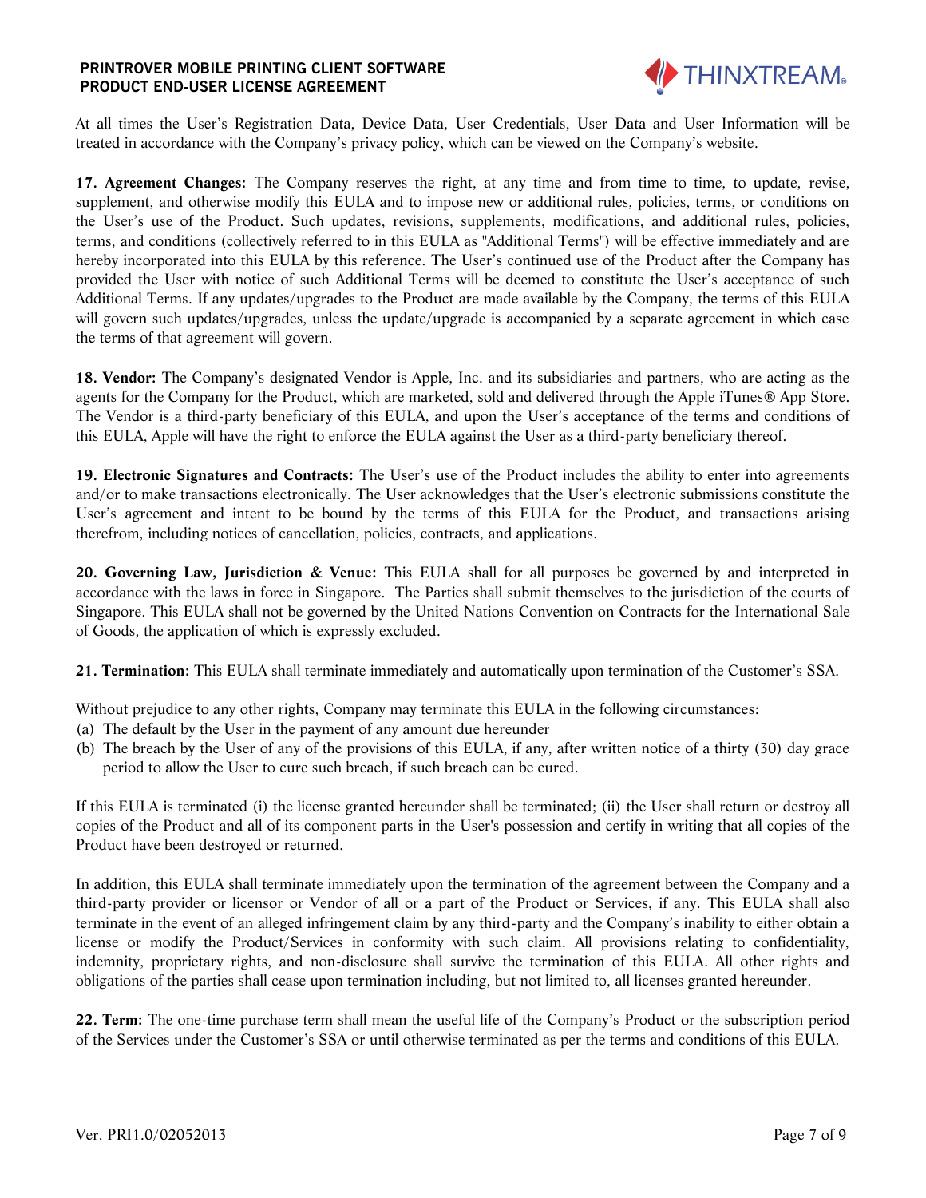At all times the User's Registration Data, Device Data, User Credentials, User Data and User Information will be treated in accordance with the Company's privacy policy, which can be viewed on the Company's website.

**17. Agreement Changes:** The Company reserves the right, at any time and from time to time, to update, revise, supplement, and otherwise modify this EULA and to impose new or additional rules, policies, terms, or conditions on the User's use of the Product. Such updates, revisions, supplements, modifications, and additional rules, policies, terms, and conditions (collectively referred to in this EULA as "Additional Terms") will be effective immediately and are hereby incorporated into this EULA by this reference. The User's continued use of the Product after the Company has provided the User with notice of such Additional Terms will be deemed to constitute the User's acceptance of such Additional Terms. If any updates/upgrades to the Product are made available by the Company, the terms of this EULA will govern such updates/upgrades, unless the update/upgrade is accompanied by a separate agreement in which case the terms of that agreement will govern.

**18. Vendor:** The Company's designated Vendor is Apple, Inc. and its subsidiaries and partners, who are acting as the agents for the Company for the Product, which are marketed, sold and delivered through the Apple iTunes® App Store. The Vendor is a third-party beneficiary of this EULA, and upon the User's acceptance of the terms and conditions of this EULA, Apple will have the right to enforce the EULA against the User as a third-party beneficiary thereof.

**19. Electronic Signatures and Contracts:** The User's use of the Product includes the ability to enter into agreements and/or to make transactions electronically. The User acknowledges that the User's electronic submissions constitute the User's agreement and intent to be bound by the terms of this EULA for the Product, and transactions arising therefrom, including notices of cancellation, policies, contracts, and applications.

**20. Governing Law, Jurisdiction & Venue:** This EULA shall for all purposes be governed by and interpreted in accordance with the laws in force in Singapore. The Parties shall submit themselves to the jurisdiction of the courts of Singapore. This EULA shall not be governed by the United Nations Convention on Contracts for the International Sale of Goods, the application of which is expressly excluded.

**21. Termination:** This EULA shall terminate immediately and automatically upon termination of the Customer's SSA.

Without prejudice to any other rights, Company may terminate this EULA in the following circumstances:
(a) The default by the User in the payment of any amount due hereunder
(b) The breach by the User of any of the provisions of this EULA, if any, after written notice of a thirty (30) day grace period to allow the User to cure such breach, if such breach can be cured.

If this EULA is terminated (i) the license granted hereunder shall be terminated; (ii) the User shall return or destroy all copies of the Product and all of its component parts in the User's possession and certify in writing that all copies of the Product have been destroyed or returned.

In addition, this EULA shall terminate immediately upon the termination of the agreement between the Company and a third-party provider or licensor or Vendor of all or a part of the Product or Services, if any. This EULA shall also terminate in the event of an alleged infringement claim by any third-party and the Company's inability to either obtain a license or modify the Product/Services in conformity with such claim. All provisions relating to confidentiality, indemnity, proprietary rights, and non-disclosure shall survive the termination of this EULA. All other rights and obligations of the parties shall cease upon termination including, but not limited to, all licenses granted hereunder.

**22. Term:** The one-time purchase term shall mean the useful life of the Company's Product or the subscription period of the Services under the Customer's SSA or until otherwise terminated as per the terms and conditions of this EULA.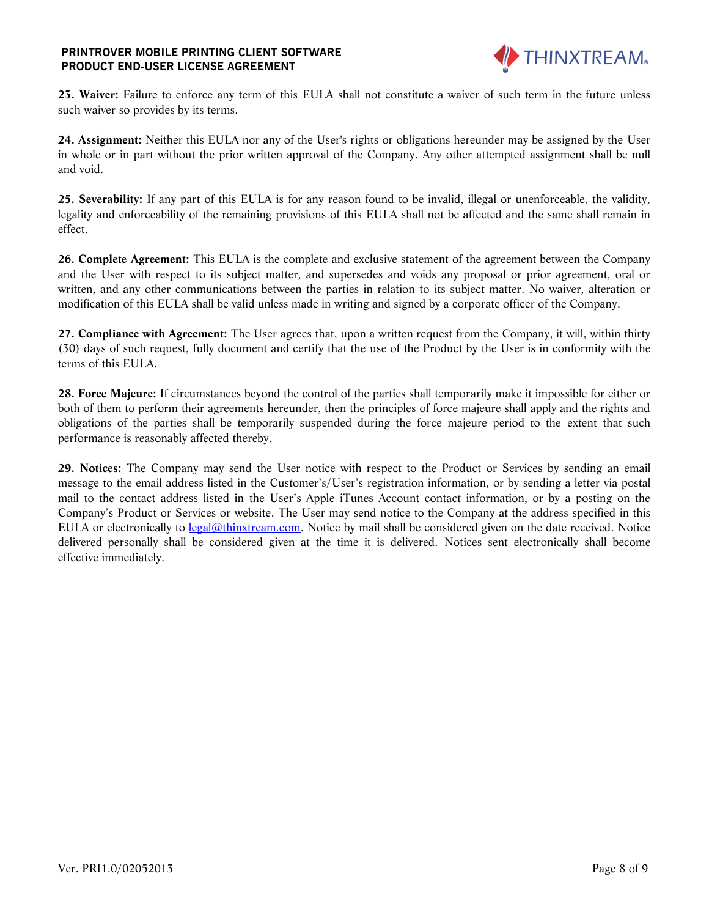**23. Waiver:** Failure to enforce any term of this EULA shall not constitute a waiver of such term in the future unless such waiver so provides by its terms.

**24. Assignment:** Neither this EULA nor any of the User's rights or obligations hereunder may be assigned by the User in whole or in part without the prior written approval of the Company. Any other attempted assignment shall be null and void.

**25. Severability:** If any part of this EULA is for any reason found to be invalid, illegal or unenforceable, the validity, legality and enforceability of the remaining provisions of this EULA shall not be affected and the same shall remain in effect.

**26. Complete Agreement:** This EULA is the complete and exclusive statement of the agreement between the Company and the User with respect to its subject matter, and supersedes and voids any proposal or prior agreement, oral or written, and any other communications between the parties in relation to its subject matter. No waiver, alteration or modification of this EULA shall be valid unless made in writing and signed by a corporate officer of the Company.

**27. Compliance with Agreement:** The User agrees that, upon a written request from the Company, it will, within thirty (30) days of such request, fully document and certify that the use of the Product by the User is in conformity with the terms of this EULA.

**28. Force Majeure:** If circumstances beyond the control of the parties shall temporarily make it impossible for either or both of them to perform their agreements hereunder, then the principles of force majeure shall apply and the rights and obligations of the parties shall be temporarily suspended during the force majeure period to the extent that such performance is reasonably affected thereby.

**29. Notices:** The Company may send the User notice with respect to the Product or Services by sending an email message to the email address listed in the Customer's/User's registration information, or by sending a letter via postal mail to the contact address listed in the User's Apple iTunes Account contact information, or by a posting on the Company's Product or Services or website. The User may send notice to the Company at the address specified in this EULA or electronically to legal@thinxtream.com. Notice by mail shall be considered given on the date received. Notice delivered personally shall be considered given at the time it is delivered. Notices sent electronically shall become effective immediately.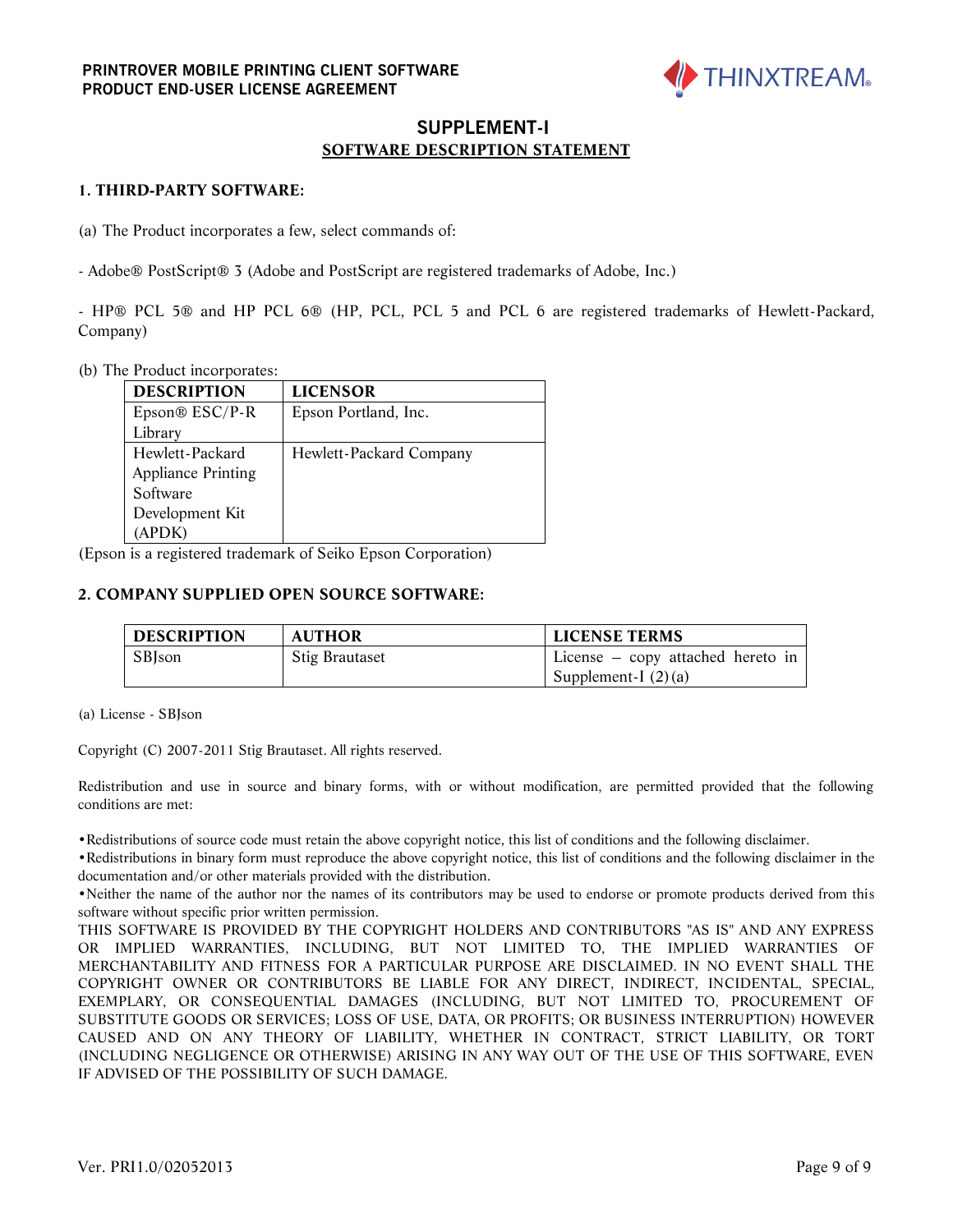## SUPPLEMENT-I

### SOFTWARE DESCRIPTION STATEMENT

**1. THIRD-PARTY SOFTWARE:**

(a) The Product incorporates a few, select commands of:

- Adobe® PostScript® 3 (Adobe and PostScript are registered trademarks of Adobe, Inc.)

- HP® PCL 5® and HP PCL 6® (HP, PCL, PCL 5 and PCL 6 are registered trademarks of Hewlett-Packard, Company)

(b) The Product incorporates:

| DESCRIPTION | LICENSOR |
|---|---|
| Epson® ESC/P-R Library | Epson Portland, Inc. |
| Hewlett-Packard Appliance Printing Software Development Kit (APDK) | Hewlett-Packard Company |

(Epson is a registered trademark of Seiko Epson Corporation)

**2. COMPANY SUPPLIED OPEN SOURCE SOFTWARE:**

| DESCRIPTION | AUTHOR | LICENSE TERMS |
|---|---|---|
| SBJson | Stig Brautaset | License – copy attached hereto in Supplement-I (2)(a) |

(a) License - SBJson

Copyright (C) 2007-2011 Stig Brautaset. All rights reserved.

Redistribution and use in source and binary forms, with or without modification, are permitted provided that the following conditions are met:

- Redistributions of source code must retain the above copyright notice, this list of conditions and the following disclaimer.
- Redistributions in binary form must reproduce the above copyright notice, this list of conditions and the following disclaimer in the documentation and/or other materials provided with the distribution.
- Neither the name of the author nor the names of its contributors may be used to endorse or promote products derived from this software without specific prior written permission.

THIS SOFTWARE IS PROVIDED BY THE COPYRIGHT HOLDERS AND CONTRIBUTORS "AS IS" AND ANY EXPRESS OR IMPLIED WARRANTIES, INCLUDING, BUT NOT LIMITED TO, THE IMPLIED WARRANTIES OF MERCHANTABILITY AND FITNESS FOR A PARTICULAR PURPOSE ARE DISCLAIMED. IN NO EVENT SHALL THE COPYRIGHT OWNER OR CONTRIBUTORS BE LIABLE FOR ANY DIRECT, INDIRECT, INCIDENTAL, SPECIAL, EXEMPLARY, OR CONSEQUENTIAL DAMAGES (INCLUDING, BUT NOT LIMITED TO, PROCUREMENT OF SUBSTITUTE GOODS OR SERVICES; LOSS OF USE, DATA, OR PROFITS; OR BUSINESS INTERRUPTION) HOWEVER CAUSED AND ON ANY THEORY OF LIABILITY, WHETHER IN CONTRACT, STRICT LIABILITY, OR TORT (INCLUDING NEGLIGENCE OR OTHERWISE) ARISING IN ANY WAY OUT OF THE USE OF THIS SOFTWARE, EVEN IF ADVISED OF THE POSSIBILITY OF SUCH DAMAGE.